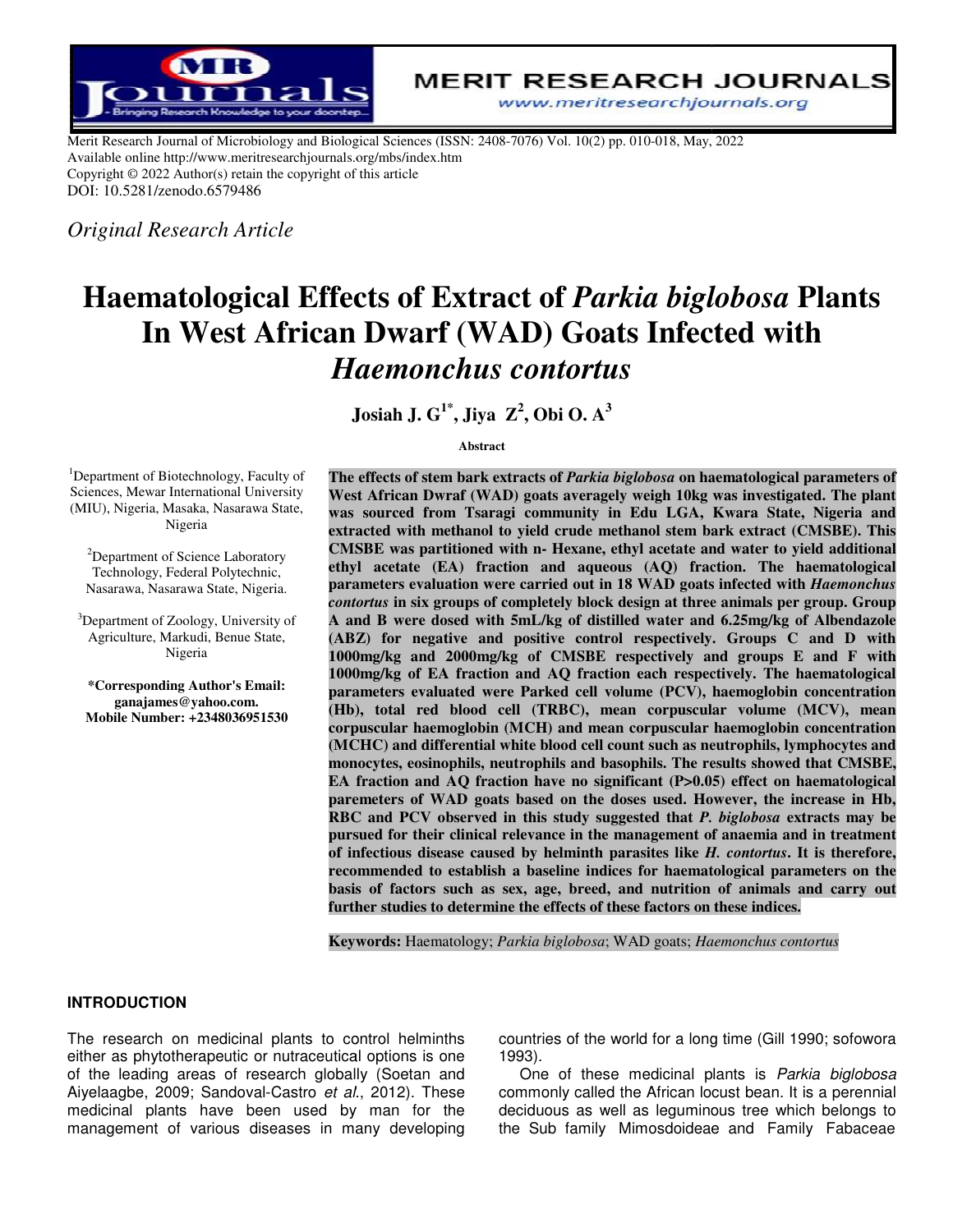Merit Research Journal of Microbiology and Biological Sciences (ISSN: 2408-7076) Vol. 10(2) pp. 010-018, May, 2022
Available online http://www.meritresearchjournals.org/mbs/index.htm
Copyright © 2022 Author(s) retain the copyright of this article
DOI: 10.5281/zenodo.6579486

*Original Research Article*

# Haematological Effects of Extract of *Parkia biglobosa* Plants In West African Dwarf (WAD) Goats Infected with *Haemonchus contortus*

**Josiah J. G[1*], Jiya Z[2], Obi O. A[3]**

[1]Department of Biotechnology, Faculty of Sciences, Mewar International University (MIU), Nigeria, Masaka, Nasarawa State, Nigeria

[2]Department of Science Laboratory Technology, Federal Polytechnic, Nasarawa, Nasarawa State, Nigeria.

[3]Department of Zoology, University of Agriculture, Markudi, Benue State, Nigeria

**\*Corresponding Author's Email: ganajames@yahoo.com. Mobile Number: +2348036951530**

**Abstract**

**The effects of stem bark extracts of *Parkia biglobosa* on haematological parameters of West African Dwraf (WAD) goats averagely weigh 10kg was investigated. The plant was sourced from Tsaragi community in Edu LGA, Kwara State, Nigeria and extracted with methanol to yield crude methanol stem bark extract (CMSBE). This CMSBE was partitioned with n- Hexane, ethyl acetate and water to yield additional ethyl acetate (EA) fraction and aqueous (AQ) fraction. The haematological parameters evaluation were carried out in 18 WAD goats infected with *Haemonchus contortus* in six groups of completely block design at three animals per group. Group A and B were dosed with 5mL/kg of distilled water and 6.25mg/kg of Albendazole (ABZ) for negative and positive control respectively. Groups C and D with 1000mg/kg and 2000mg/kg of CMSBE respectively and groups E and F with 1000mg/kg of EA fraction and AQ fraction each respectively. The haematological parameters evaluated were Parked cell volume (PCV), haemoglobin concentration (Hb), total red blood cell (TRBC), mean corpuscular volume (MCV), mean corpuscular haemoglobin (MCH) and mean corpuscular haemoglobin concentration (MCHC) and differential white blood cell count such as neutrophils, lymphocytes and monocytes, eosinophils, neutrophils and basophils. The results showed that CMSBE, EA fraction and AQ fraction have no significant (P>0.05) effect on haematological paremeters of WAD goats based on the doses used. However, the increase in Hb, RBC and PCV observed in this study suggested that *P. biglobosa* extracts may be pursued for their clinical relevance in the management of anaemia and in treatment of infectious disease caused by helminth parasites like *H. contortus*. It is therefore, recommended to establish a baseline indices for haematological parameters on the basis of factors such as sex, age, breed, and nutrition of animals and carry out further studies to determine the effects of these factors on these indices.**

**Keywords:** Haematology; *Parkia biglobosa*; WAD goats; *Haemonchus contortus*

## INTRODUCTION

The research on medicinal plants to control helminths either as phytotherapeutic or nutraceutical options is one of the leading areas of research globally (Soetan and Aiyelaagbe, 2009; Sandoval-Castro *et al*., 2012). These medicinal plants have been used by man for the management of various diseases in many developing countries of the world for a long time (Gill 1990; sofowora 1993).

One of these medicinal plants is *Parkia biglobosa* commonly called the African locust bean. It is a perennial deciduous as well as leguminous tree which belongs to the Sub family Mimosdoideae and Family Fabaceae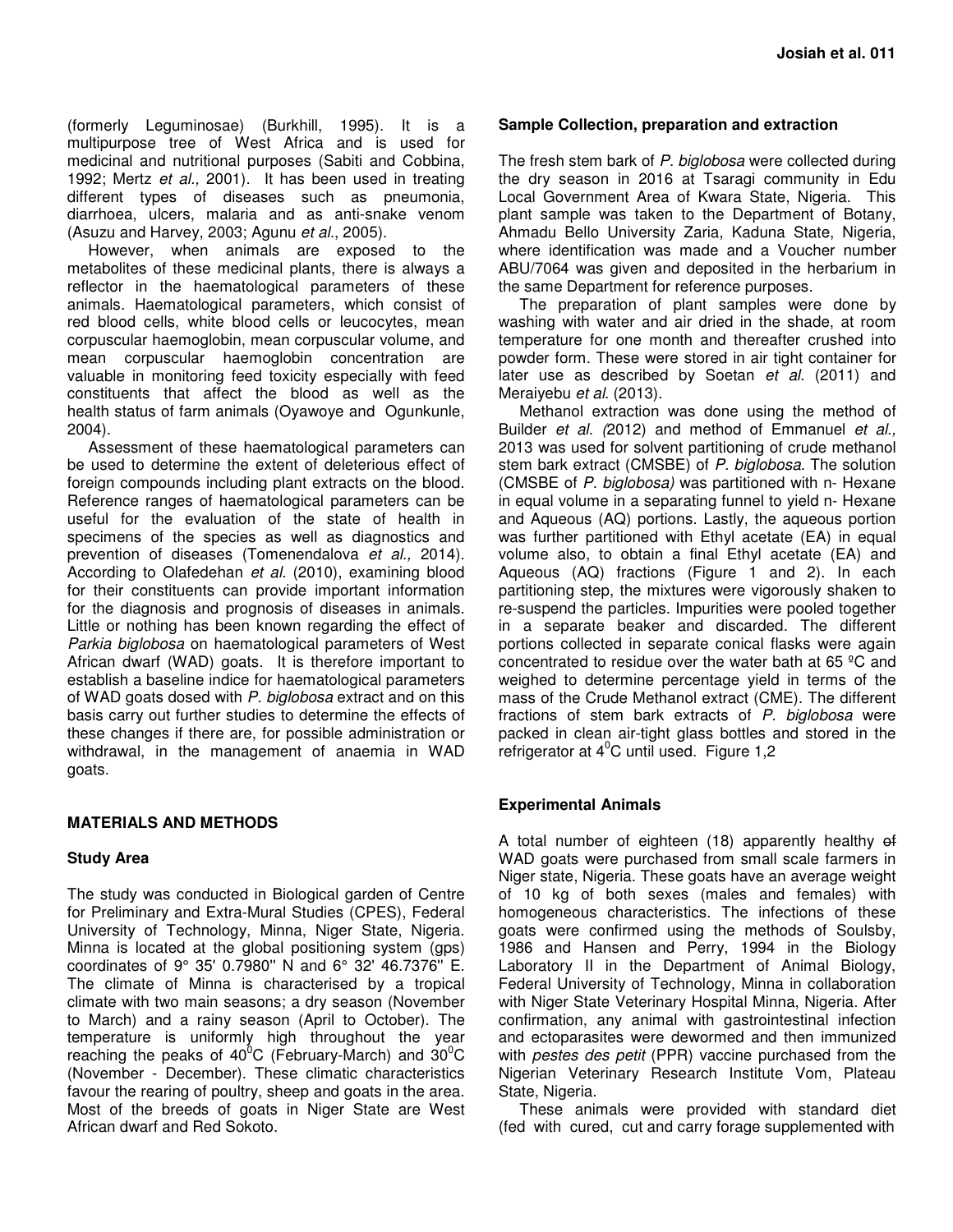(formerly Leguminosae) (Burkhill, 1995). It is a multipurpose tree of West Africa and is used for medicinal and nutritional purposes (Sabiti and Cobbina, 1992; Mertz *et al.,* 2001). It has been used in treating different types of diseases such as pneumonia, diarrhoea, ulcers, malaria and as anti-snake venom (Asuzu and Harvey, 2003; Agunu *et al*., 2005).

However, when animals are exposed to the metabolites of these medicinal plants, there is always a reflector in the haematological parameters of these animals. Haematological parameters, which consist of red blood cells, white blood cells or leucocytes, mean corpuscular haemoglobin, mean corpuscular volume, and mean corpuscular haemoglobin concentration are valuable in monitoring feed toxicity especially with feed constituents that affect the blood as well as the health status of farm animals (Oyawoye and Ogunkunle, 2004).

Assessment of these haematological parameters can be used to determine the extent of deleterious effect of foreign compounds including plant extracts on the blood. Reference ranges of haematological parameters can be useful for the evaluation of the state of health in specimens of the species as well as diagnostics and prevention of diseases (Tomenendalova *et al.,* 2014). According to Olafedehan *et al.* (2010), examining blood for their constituents can provide important information for the diagnosis and prognosis of diseases in animals. Little or nothing has been known regarding the effect of *Parkia biglobosa* on haematological parameters of West African dwarf (WAD) goats. It is therefore important to establish a baseline indice for haematological parameters of WAD goats dosed with *P. biglobosa* extract and on this basis carry out further studies to determine the effects of these changes if there are, for possible administration or withdrawal, in the management of anaemia in WAD goats.

## MATERIALS AND METHODS

### Study Area

The study was conducted in Biological garden of Centre for Preliminary and Extra-Mural Studies (CPES), Federal University of Technology, Minna, Niger State, Nigeria. Minna is located at the global positioning system (gps) coordinates of 9° 35' 0.7980'' N and 6° 32' 46.7376'' E. The climate of Minna is characterised by a tropical climate with two main seasons; a dry season (November to March) and a rainy season (April to October). The temperature is uniformly high throughout the year reaching the peaks of $40^0$C (February-March) and $30^0$C (November - December). These climatic characteristics favour the rearing of poultry, sheep and goats in the area. Most of the breeds of goats in Niger State are West African dwarf and Red Sokoto.

### Sample Collection, preparation and extraction

The fresh stem bark of *P. biglobosa* were collected during the dry season in 2016 at Tsaragi community in Edu Local Government Area of Kwara State, Nigeria. This plant sample was taken to the Department of Botany, Ahmadu Bello University Zaria, Kaduna State, Nigeria, where identification was made and a Voucher number ABU/7064 was given and deposited in the herbarium in the same Department for reference purposes.

The preparation of plant samples were done by washing with water and air dried in the shade, at room temperature for one month and thereafter crushed into powder form. These were stored in air tight container for later use as described by Soetan *et al.* (2011) and Meraiyebu *et al*. (2013).

Methanol extraction was done using the method of Builder *et al. (*2012) and method of Emmanuel *et al.,* 2013 was used for solvent partitioning of crude methanol stem bark extract (CMSBE) of *P. biglobosa*. The solution (CMSBE of *P. biglobosa)* was partitioned with n- Hexane in equal volume in a separating funnel to yield n- Hexane and Aqueous (AQ) portions. Lastly, the aqueous portion was further partitioned with Ethyl acetate (EA) in equal volume also, to obtain a final Ethyl acetate (EA) and Aqueous (AQ) fractions (Figure 1 and 2). In each partitioning step, the mixtures were vigorously shaken to re-suspend the particles. Impurities were pooled together in a separate beaker and discarded. The different portions collected in separate conical flasks were again concentrated to residue over the water bath at 65 ºC and weighed to determine percentage yield in terms of the mass of the Crude Methanol extract (CME). The different fractions of stem bark extracts of *P. biglobosa* were packed in clean air-tight glass bottles and stored in the refrigerator at $4^0$C until used. Figure 1,2

### Experimental Animals

A total number of eighteen (18) apparently healthy ~~of~~ WAD goats were purchased from small scale farmers in Niger state, Nigeria. These goats have an average weight of 10 kg of both sexes (males and females) with homogeneous characteristics. The infections of these goats were confirmed using the methods of Soulsby, 1986 and Hansen and Perry, 1994 in the Biology Laboratory II in the Department of Animal Biology, Federal University of Technology, Minna in collaboration with Niger State Veterinary Hospital Minna, Nigeria. After confirmation, any animal with gastrointestinal infection and ectoparasites were dewormed and then immunized with *pestes des petit* (PPR) vaccine purchased from the Nigerian Veterinary Research Institute Vom, Plateau State, Nigeria.

These animals were provided with standard diet (fed with cured, cut and carry forage supplemented with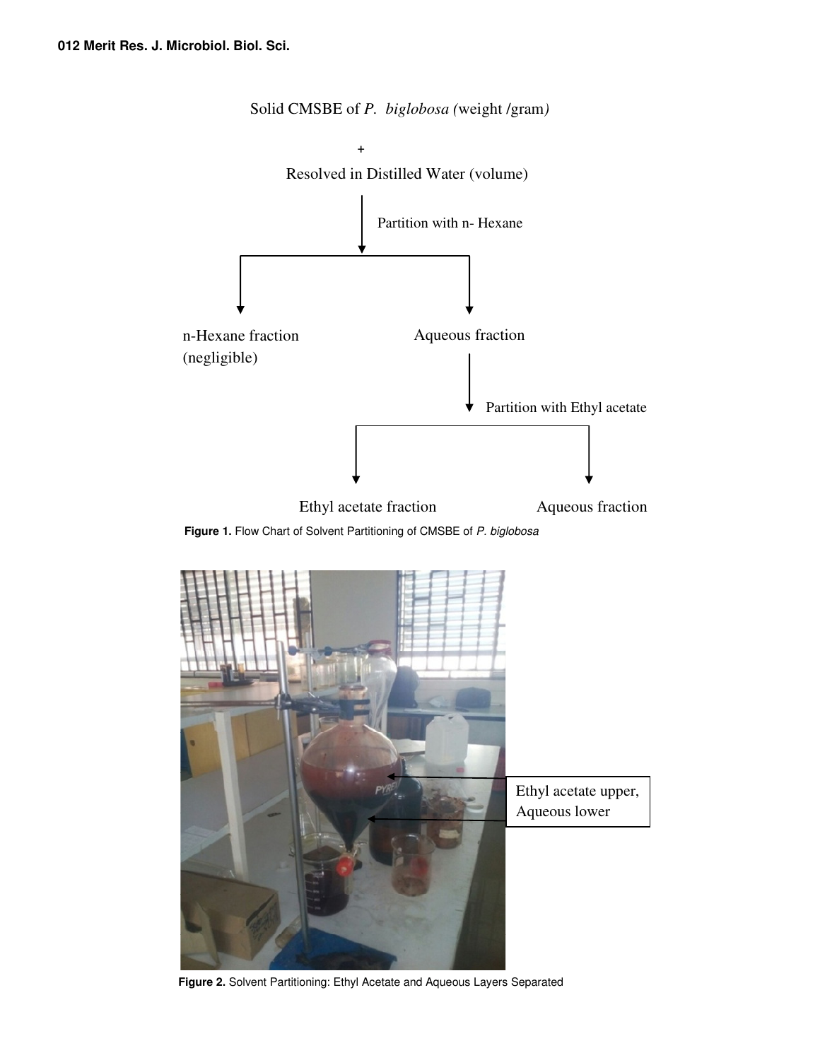Solid CMSBE of *P. biglobosa (*weight /gram*)*

\+

Resolved in Distilled Water (volume)

↓ Partition with n- Hexane

n-Hexane fraction (negligible) | Aqueous fraction

Aqueous fraction ↓ Partition with Ethyl acetate

Ethyl acetate fraction | Aqueous fraction

**Figure 1.** Flow Chart of Solvent Partitioning of CMSBE of *P. biglobosa*

Ethyl acetate upper, Aqueous lower

**Figure 2.** Solvent Partitioning: Ethyl Acetate and Aqueous Layers Separated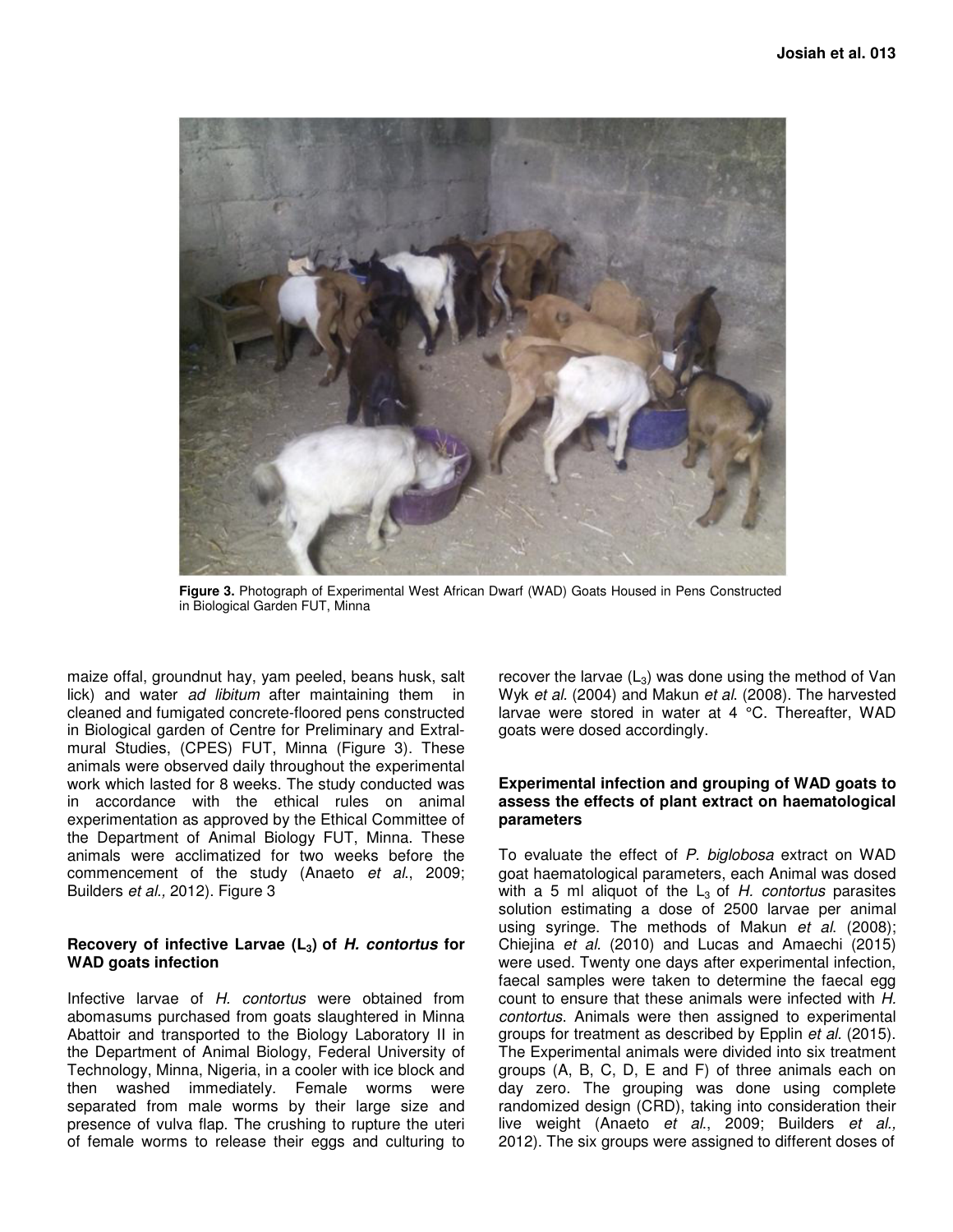**Figure 3.** Photograph of Experimental West African Dwarf (WAD) Goats Housed in Pens Constructed in Biological Garden FUT, Minna

maize offal, groundnut hay, yam peeled, beans husk, salt lick) and water *ad libitum* after maintaining them in cleaned and fumigated concrete-floored pens constructed in Biological garden of Centre for Preliminary and Extral-mural Studies, (CPES) FUT, Minna (Figure 3). These animals were observed daily throughout the experimental work which lasted for 8 weeks. The study conducted was in accordance with the ethical rules on animal experimentation as approved by the Ethical Committee of the Department of Animal Biology FUT, Minna. These animals were acclimatized for two weeks before the commencement of the study (Anaeto *et al*., 2009; Builders *et al.,* 2012). Figure 3

### Recovery of infective Larvae ($L_3$) of *H. contortus* for WAD goats infection

Infective larvae of *H. contortus* were obtained from abomasums purchased from goats slaughtered in Minna Abattoir and transported to the Biology Laboratory II in the Department of Animal Biology, Federal University of Technology, Minna, Nigeria, in a cooler with ice block and then washed immediately. Female worms were separated from male worms by their large size and presence of vulva flap. The crushing to rupture the uteri of female worms to release their eggs and culturing to recover the larvae ($L_3$) was done using the method of Van Wyk *et al.* (2004) and Makun *et al.* (2008). The harvested larvae were stored in water at 4 °C. Thereafter, WAD goats were dosed accordingly.

### Experimental infection and grouping of WAD goats to assess the effects of plant extract on haematological parameters

To evaluate the effect of *P. biglobosa* extract on WAD goat haematological parameters, each Animal was dosed with a 5 ml aliquot of the $L_3$ of *H. contortus* parasites solution estimating a dose of 2500 larvae per animal using syringe. The methods of Makun *et al.* (2008); Chiejina *et al.* (2010) and Lucas and Amaechi (2015) were used. Twenty one days after experimental infection, faecal samples were taken to determine the faecal egg count to ensure that these animals were infected with *H. contortus*. Animals were then assigned to experimental groups for treatment as described by Epplin *et al.* (2015). The Experimental animals were divided into six treatment groups (A, B, C, D, E and F) of three animals each on day zero. The grouping was done using complete randomized design (CRD), taking into consideration their live weight (Anaeto *et al*., 2009; Builders *et al.,* 2012). The six groups were assigned to different doses of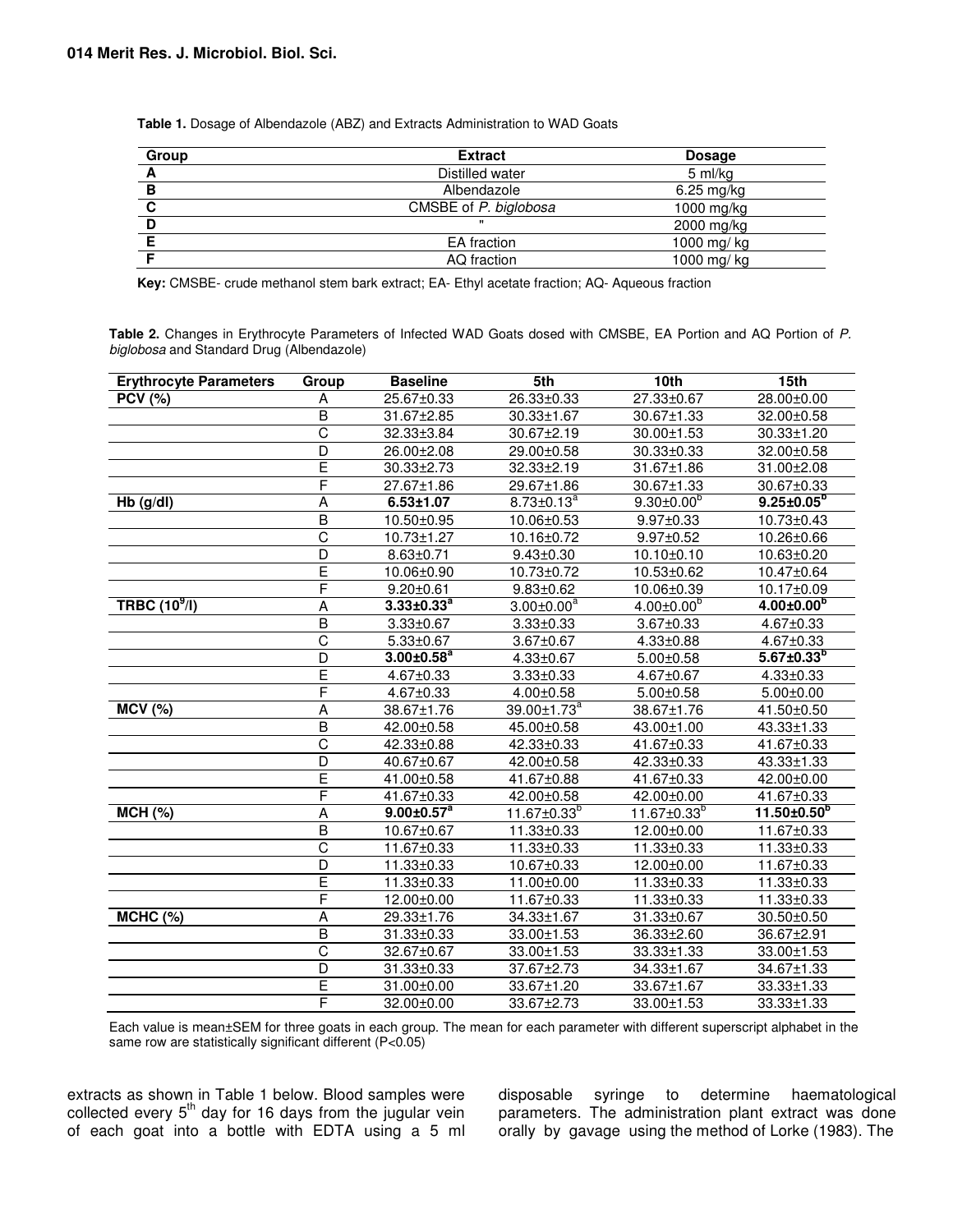**Table 1.** Dosage of Albendazole (ABZ) and Extracts Administration to WAD Goats

| Group | Extract | Dosage |
|---|---|---|
| A | Distilled water | 5 ml/kg |
| B | Albendazole | 6.25 mg/kg |
| C | CMSBE of *P. biglobosa* | 1000 mg/kg |
| D | " | 2000 mg/kg |
| E | EA fraction | 1000 mg/ kg |
| F | AQ fraction | 1000 mg/ kg |

**Key:** CMSBE- crude methanol stem bark extract; EA- Ethyl acetate fraction; AQ- Aqueous fraction

**Table 2.** Changes in Erythrocyte Parameters of Infected WAD Goats dosed with CMSBE, EA Portion and AQ Portion of *P. biglobosa* and Standard Drug (Albendazole)

| Erythrocyte Parameters | Group | Baseline | 5th | 10th | 15th |
|---|---|---|---|---|---|
| **PCV (%)** | A | 25.67±0.33 | 26.33±0.33 | 27.33±0.67 | 28.00±0.00 |
| | B | 31.67±2.85 | 30.33±1.67 | 30.67±1.33 | 32.00±0.58 |
| | C | 32.33±3.84 | 30.67±2.19 | 30.00±1.53 | 30.33±1.20 |
| | D | 26.00±2.08 | 29.00±0.58 | 30.33±0.33 | 32.00±0.58 |
| | E | 30.33±2.73 | 32.33±2.19 | 31.67±1.86 | 31.00±2.08 |
| | F | 27.67±1.86 | 29.67±1.86 | 30.67±1.33 | 30.67±0.33 |
| **Hb (g/dl)** | A | **6.53±1.07** | 8.73±0.13[a] | 9.30±0.00[b] | **9.25±0.05[b]** |
| | B | 10.50±0.95 | 10.06±0.53 | 9.97±0.33 | 10.73±0.43 |
| | C | 10.73±1.27 | 10.16±0.72 | 9.97±0.52 | 10.26±0.66 |
| | D | 8.63±0.71 | 9.43±0.30 | 10.10±0.10 | 10.63±0.20 |
| | E | 10.06±0.90 | 10.73±0.72 | 10.53±0.62 | 10.47±0.64 |
| | F | 9.20±0.61 | 9.83±0.62 | 10.06±0.39 | 10.17±0.09 |
| **TRBC ($10^9$/l)** | A | **3.33±0.33[a]** | 3.00±0.00[a] | 4.00±0.00[b] | **4.00±0.00[b]** |
| | B | 3.33±0.67 | 3.33±0.33 | 3.67±0.33 | 4.67±0.33 |
| | C | 5.33±0.67 | 3.67±0.67 | 4.33±0.88 | 4.67±0.33 |
| | D | **3.00±0.58[a]** | 4.33±0.67 | 5.00±0.58 | **5.67±0.33[b]** |
| | E | 4.67±0.33 | 3.33±0.33 | 4.67±0.67 | 4.33±0.33 |
| | F | 4.67±0.33 | 4.00±0.58 | 5.00±0.58 | 5.00±0.00 |
| **MCV (%)** | A | 38.67±1.76 | 39.00±1.73[a] | 38.67±1.76 | 41.50±0.50 |
| | B | 42.00±0.58 | 45.00±0.58 | 43.00±1.00 | 43.33±1.33 |
| | C | 42.33±0.88 | 42.33±0.33 | 41.67±0.33 | 41.67±0.33 |
| | D | 40.67±0.67 | 42.00±0.58 | 42.33±0.33 | 43.33±1.33 |
| | E | 41.00±0.58 | 41.67±0.88 | 41.67±0.33 | 42.00±0.00 |
| | F | 41.67±0.33 | 42.00±0.58 | 42.00±0.00 | 41.67±0.33 |
| **MCH (%)** | A | **9.00±0.57[a]** | 11.67±0.33[b] | 11.67±0.33[b] | **11.50±0.50[b]** |
| | B | 10.67±0.67 | 11.33±0.33 | 12.00±0.00 | 11.67±0.33 |
| | C | 11.67±0.33 | 11.33±0.33 | 11.33±0.33 | 11.33±0.33 |
| | D | 11.33±0.33 | 10.67±0.33 | 12.00±0.00 | 11.67±0.33 |
| | E | 11.33±0.33 | 11.00±0.00 | 11.33±0.33 | 11.33±0.33 |
| | F | 12.00±0.00 | 11.67±0.33 | 11.33±0.33 | 11.33±0.33 |
| **MCHC (%)** | A | 29.33±1.76 | 34.33±1.67 | 31.33±0.67 | 30.50±0.50 |
| | B | 31.33±0.33 | 33.00±1.53 | 36.33±2.60 | 36.67±2.91 |
| | C | 32.67±0.67 | 33.00±1.53 | 33.33±1.33 | 33.00±1.53 |
| | D | 31.33±0.33 | 37.67±2.73 | 34.33±1.67 | 34.67±1.33 |
| | E | 31.00±0.00 | 33.67±1.20 | 33.67±1.67 | 33.33±1.33 |
| | F | 32.00±0.00 | 33.67±2.73 | 33.00±1.53 | 33.33±1.33 |

Each value is mean±SEM for three goats in each group. The mean for each parameter with different superscript alphabet in the same row are statistically significant different ($P<0.05$)

extracts as shown in Table 1 below. Blood samples were collected every 5th day for 16 days from the jugular vein of each goat into a bottle with EDTA using a 5 ml disposable syringe to determine haematological parameters. The administration plant extract was done orally by gavage using the method of Lorke (1983). The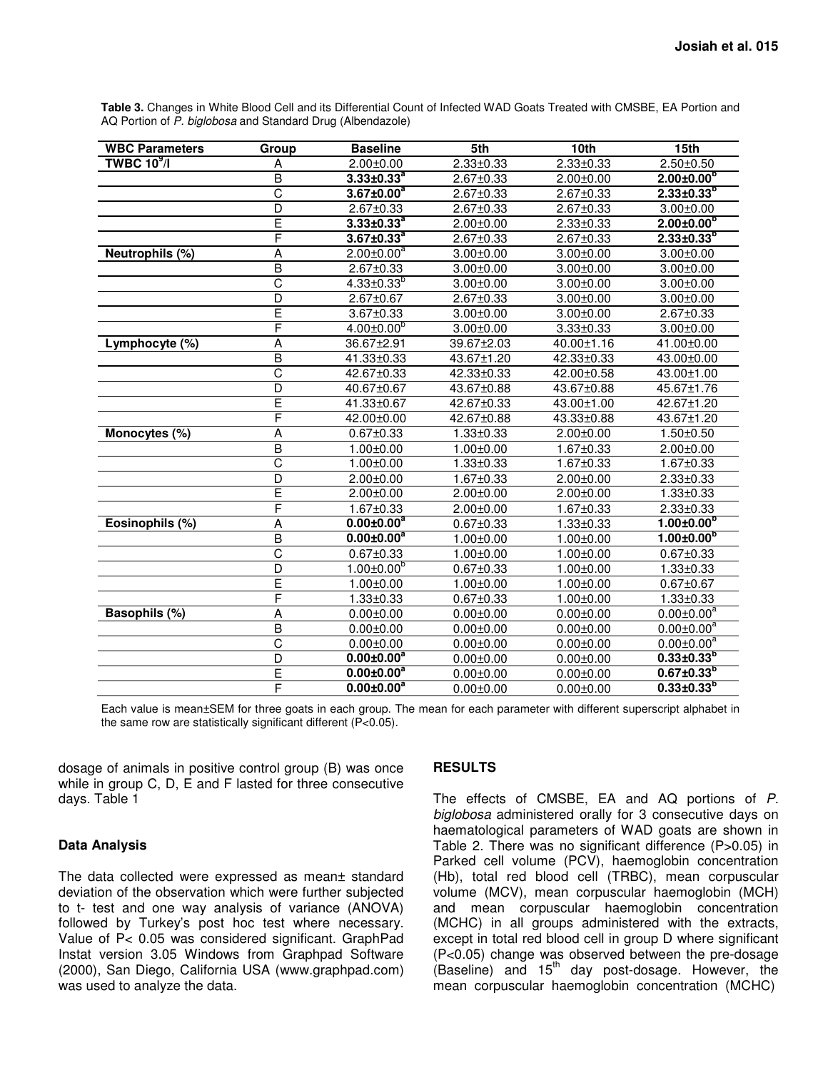**Table 3.** Changes in White Blood Cell and its Differential Count of Infected WAD Goats Treated with CMSBE, EA Portion and AQ Portion of *P. biglobosa* and Standard Drug (Albendazole)

| WBC Parameters | Group | Baseline | 5th | 10th | 15th |
|---|---|---|---|---|---|
| TWBC $10^9$/l | A | 2.00±0.00 | 2.33±0.33 | 2.33±0.33 | 2.50±0.50 |
| | B | **3.33±0.33$^a$** | 2.67±0.33 | 2.00±0.00 | **2.00±0.00$^b$** |
| | C | **3.67±0.00$^a$** | 2.67±0.33 | 2.67±0.33 | **2.33±0.33$^b$** |
| | D | 2.67±0.33 | 2.67±0.33 | 2.67±0.33 | 3.00±0.00 |
| | E | **3.33±0.33$^a$** | 2.00±0.00 | 2.33±0.33 | **2.00±0.00$^b$** |
| | F | **3.67±0.33$^a$** | 2.67±0.33 | 2.67±0.33 | **2.33±0.33$^b$** |
| Neutrophils (%) | A | 2.00±0.00$^a$ | 3.00±0.00 | 3.00±0.00 | 3.00±0.00 |
| | B | 2.67±0.33 | 3.00±0.00 | 3.00±0.00 | 3.00±0.00 |
| | C | 4.33±0.33$^b$ | 3.00±0.00 | 3.00±0.00 | 3.00±0.00 |
| | D | 2.67±0.67 | 2.67±0.33 | 3.00±0.00 | 3.00±0.00 |
| | E | 3.67±0.33 | 3.00±0.00 | 3.00±0.00 | 2.67±0.33 |
| | F | 4.00±0.00$^b$ | 3.00±0.00 | 3.33±0.33 | 3.00±0.00 |
| Lymphocyte (%) | A | 36.67±2.91 | 39.67±2.03 | 40.00±1.16 | 41.00±0.00 |
| | B | 41.33±0.33 | 43.67±1.20 | 42.33±0.33 | 43.00±0.00 |
| | C | 42.67±0.33 | 42.33±0.33 | 42.00±0.58 | 43.00±1.00 |
| | D | 40.67±0.67 | 43.67±0.88 | 43.67±0.88 | 45.67±1.76 |
| | E | 41.33±0.67 | 42.67±0.33 | 43.00±1.00 | 42.67±1.20 |
| | F | 42.00±0.00 | 42.67±0.88 | 43.33±0.88 | 43.67±1.20 |
| Monocytes (%) | A | 0.67±0.33 | 1.33±0.33 | 2.00±0.00 | 1.50±0.50 |
| | B | 1.00±0.00 | 1.00±0.00 | 1.67±0.33 | 2.00±0.00 |
| | C | 1.00±0.00 | 1.33±0.33 | 1.67±0.33 | 1.67±0.33 |
| | D | 2.00±0.00 | 1.67±0.33 | 2.00±0.00 | 2.33±0.33 |
| | E | 2.00±0.00 | 2.00±0.00 | 2.00±0.00 | 1.33±0.33 |
| | F | 1.67±0.33 | 2.00±0.00 | 1.67±0.33 | 2.33±0.33 |
| Eosinophils (%) | A | **0.00±0.00$^a$** | 0.67±0.33 | 1.33±0.33 | **1.00±0.00$^b$** |
| | B | **0.00±0.00$^a$** | 1.00±0.00 | 1.00±0.00 | **1.00±0.00$^b$** |
| | C | 0.67±0.33 | 1.00±0.00 | 1.00±0.00 | 0.67±0.33 |
| | D | 1.00±0.00$^b$ | 0.67±0.33 | 1.00±0.00 | 1.33±0.33 |
| | E | 1.00±0.00 | 1.00±0.00 | 1.00±0.00 | 0.67±0.67 |
| | F | 1.33±0.33 | 0.67±0.33 | 1.00±0.00 | 1.33±0.33 |
| Basophils (%) | A | 0.00±0.00 | 0.00±0.00 | 0.00±0.00 | 0.00±0.00$^a$ |
| | B | 0.00±0.00 | 0.00±0.00 | 0.00±0.00 | 0.00±0.00$^a$ |
| | C | 0.00±0.00 | 0.00±0.00 | 0.00±0.00 | 0.00±0.00$^a$ |
| | D | **0.00±0.00$^a$** | 0.00±0.00 | 0.00±0.00 | **0.33±0.33$^b$** |
| | E | **0.00±0.00$^a$** | 0.00±0.00 | 0.00±0.00 | **0.67±0.33$^b$** |
| | F | **0.00±0.00$^a$** | 0.00±0.00 | 0.00±0.00 | **0.33±0.33$^b$** |

Each value is mean±SEM for three goats in each group. The mean for each parameter with different superscript alphabet in the same row are statistically significant different (P<0.05).

dosage of animals in positive control group (B) was once while in group C, D, E and F lasted for three consecutive days. Table 1

### Data Analysis

The data collected were expressed as mean± standard deviation of the observation which were further subjected to t- test and one way analysis of variance (ANOVA) followed by Turkey's post hoc test where necessary. Value of $P < 0.05$ was considered significant. GraphPad Instat version 3.05 Windows from Graphpad Software (2000), San Diego, California USA (www.graphpad.com) was used to analyze the data.

## RESULTS

The effects of CMSBE, EA and AQ portions of *P. biglobosa* administered orally for 3 consecutive days on haematological parameters of WAD goats are shown in Table 2. There was no significant difference ($P>0.05$) in Parked cell volume (PCV), haemoglobin concentration (Hb), total red blood cell (TRBC), mean corpuscular volume (MCV), mean corpuscular haemoglobin (MCH) and mean corpuscular haemoglobin concentration (MCHC) in all groups administered with the extracts, except in total red blood cell in group D where significant ($P<0.05$) change was observed between the pre-dosage (Baseline) and 15$^{th}$ day post-dosage. However, the mean corpuscular haemoglobin concentration (MCHC)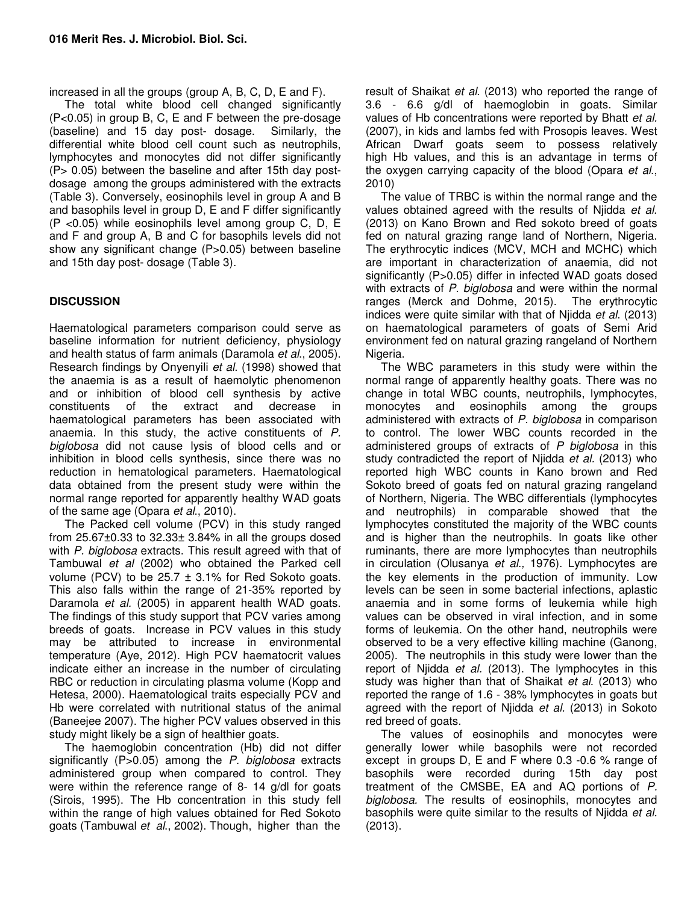increased in all the groups (group A, B, C, D, E and F).

The total white blood cell changed significantly ($P<0.05$) in group B, C, E and F between the pre-dosage (baseline) and 15 day post- dosage. Similarly, the differential white blood cell count such as neutrophils, lymphocytes and monocytes did not differ significantly ($P> 0.05$) between the baseline and after 15th day post-dosage among the groups administered with the extracts (Table 3). Conversely, eosinophils level in group A and B and basophils level in group D, E and F differ significantly ($P <0.05$) while eosinophils level among group C, D, E and F and group A, B and C for basophils levels did not show any significant change ($P>0.05$) between baseline and 15th day post- dosage (Table 3).

## DISCUSSION

Haematological parameters comparison could serve as baseline information for nutrient deficiency, physiology and health status of farm animals (Daramola *et al*., 2005). Research findings by Onyenyili *et al.* (1998) showed that the anaemia is as a result of haemolytic phenomenon and or inhibition of blood cell synthesis by active constituents of the extract and decrease in haematological parameters has been associated with anaemia. In this study, the active constituents of *P. biglobosa* did not cause lysis of blood cells and or inhibition in blood cells synthesis, since there was no reduction in hematological parameters. Haematological data obtained from the present study were within the normal range reported for apparently healthy WAD goats of the same age (Opara *et al*., 2010).

The Packed cell volume (PCV) in this study ranged from $25.67\pm0.33$ to $32.33\pm 3.84$% in all the groups dosed with *P. biglobosa* extracts. This result agreed with that of Tambuwal *et al* (2002) who obtained the Parked cell volume (PCV) to be $25.7 \pm 3.1$% for Red Sokoto goats. This also falls within the range of 21-35% reported by Daramola *et al.* (2005) in apparent health WAD goats. The findings of this study support that PCV varies among breeds of goats. Increase in PCV values in this study may be attributed to increase in environmental temperature (Aye, 2012). High PCV haematocrit values indicate either an increase in the number of circulating RBC or reduction in circulating plasma volume (Kopp and Hetesa, 2000). Haematological traits especially PCV and Hb were correlated with nutritional status of the animal (Baneejee 2007). The higher PCV values observed in this study might likely be a sign of healthier goats.

The haemoglobin concentration (Hb) did not differ significantly ($P>0.05$) among the *P. biglobosa* extracts administered group when compared to control. They were within the reference range of 8- 14 g/dl for goats (Sirois, 1995). The Hb concentration in this study fell within the range of high values obtained for Red Sokoto goats (Tambuwal *et al*., 2002). Though, higher than the result of Shaikat *et al*. (2013) who reported the range of 3.6 - 6.6 g/dl of haemoglobin in goats. Similar values of Hb concentrations were reported by Bhatt *et al.* (2007), in kids and lambs fed with Prosopis leaves. West African Dwarf goats seem to possess relatively high Hb values, and this is an advantage in terms of the oxygen carrying capacity of the blood (Opara *et al*., 2010)

The value of TRBC is within the normal range and the values obtained agreed with the results of Njidda *et al.* (2013) on Kano Brown and Red sokoto breed of goats fed on natural grazing range land of Northern, Nigeria. The erythrocytic indices (MCV, MCH and MCHC) which are important in characterization of anaemia, did not significantly ($P>0.05$) differ in infected WAD goats dosed with extracts of *P. biglobosa* and were within the normal ranges (Merck and Dohme, 2015). The erythrocytic indices were quite similar with that of Njidda *et al.* (2013) on haematological parameters of goats of Semi Arid environment fed on natural grazing rangeland of Northern Nigeria.

The WBC parameters in this study were within the normal range of apparently healthy goats. There was no change in total WBC counts, neutrophils, lymphocytes, monocytes and eosinophils among the groups administered with extracts of *P. biglobosa* in comparison to control. The lower WBC counts recorded in the administered groups of extracts of *P biglobosa* in this study contradicted the report of Njidda *et al*. (2013) who reported high WBC counts in Kano brown and Red Sokoto breed of goats fed on natural grazing rangeland of Northern, Nigeria. The WBC differentials (lymphocytes and neutrophils) in comparable showed that the lymphocytes constituted the majority of the WBC counts and is higher than the neutrophils. In goats like other ruminants, there are more lymphocytes than neutrophils in circulation (Olusanya *et al.,* 1976). Lymphocytes are the key elements in the production of immunity. Low levels can be seen in some bacterial infections, aplastic anaemia and in some forms of leukemia while high values can be observed in viral infection, and in some forms of leukemia. On the other hand, neutrophils were observed to be a very effective killing machine (Ganong, 2005). The neutrophils in this study were lower than the report of Njidda *et al.* (2013). The lymphocytes in this study was higher than that of Shaikat *et al*. (2013) who reported the range of 1.6 - 38% lymphocytes in goats but agreed with the report of Njidda *et al.* (2013) in Sokoto red breed of goats.

The values of eosinophils and monocytes were generally lower while basophils were not recorded except in groups D, E and F where 0.3 -0.6 % range of basophils were recorded during 15th day post treatment of the CMSBE, EA and AQ portions of *P. biglobosa*. The results of eosinophils, monocytes and basophils were quite similar to the results of Njidda *et al.* (2013).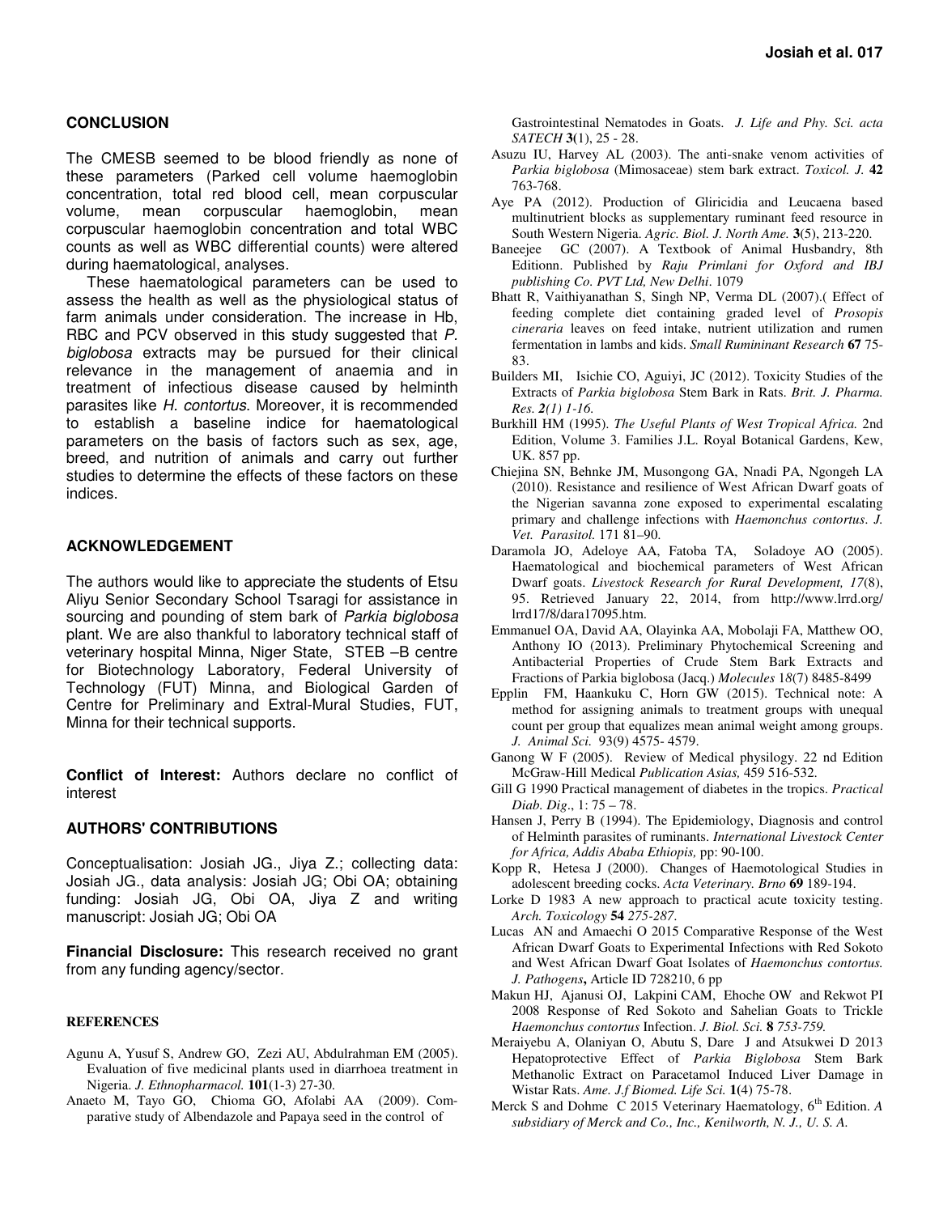## CONCLUSION

The CMESB seemed to be blood friendly as none of these parameters (Parked cell volume haemoglobin concentration, total red blood cell, mean corpuscular volume, mean corpuscular haemoglobin, mean corpuscular haemoglobin concentration and total WBC counts as well as WBC differential counts) were altered during haematological, analyses.

These haematological parameters can be used to assess the health as well as the physiological status of farm animals under consideration. The increase in Hb, RBC and PCV observed in this study suggested that *P. biglobosa* extracts may be pursued for their clinical relevance in the management of anaemia and in treatment of infectious disease caused by helminth parasites like *H. contortus*. Moreover, it is recommended to establish a baseline indice for haematological parameters on the basis of factors such as sex, age, breed, and nutrition of animals and carry out further studies to determine the effects of these factors on these indices.

## ACKNOWLEDGEMENT

The authors would like to appreciate the students of Etsu Aliyu Senior Secondary School Tsaragi for assistance in sourcing and pounding of stem bark of *Parkia biglobosa* plant. We are also thankful to laboratory technical staff of veterinary hospital Minna, Niger State, STEB –B centre for Biotechnology Laboratory, Federal University of Technology (FUT) Minna, and Biological Garden of Centre for Preliminary and Extral-Mural Studies, FUT, Minna for their technical supports.

**Conflict of Interest:** Authors declare no conflict of interest

## AUTHORS' CONTRIBUTIONS

Conceptualisation: Josiah JG., Jiya Z.; collecting data: Josiah JG., data analysis: Josiah JG; Obi OA; obtaining funding: Josiah JG, Obi OA, Jiya Z and writing manuscript: Josiah JG; Obi OA

**Financial Disclosure:** This research received no grant from any funding agency/sector.

## REFERENCES

Agunu A, Yusuf S, Andrew GO, Zezi AU, Abdulrahman EM (2005). Evaluation of five medicinal plants used in diarrhoea treatment in Nigeria. *J. Ethnopharmacol.* **101**(1-3) 27-30.

Anaeto M, Tayo GO, Chioma GO, Afolabi AA (2009). Comparative study of Albendazole and Papaya seed in the control of Gastrointestinal Nematodes in Goats. *J. Life and Phy. Sci. acta SATECH* **3**(1), 25 - 28.

Asuzu IU, Harvey AL (2003). The anti-snake venom activities of *Parkia biglobosa* (Mimosaceae) stem bark extract. *Toxicol. J.* **42** 763-768.

Aye PA (2012). Production of Gliricidia and Leucaena based multinutrient blocks as supplementary ruminant feed resource in South Western Nigeria. *Agric. Biol. J. North Ame.* **3**(5), 213-220.

Baneejee GC (2007). A Textbook of Animal Husbandry, 8th Editionn. Published by *Raju Primlani for Oxford and IBJ publishing Co. PVT Ltd, New Delhi*. 1079

Bhatt R, Vaithiyanathan S, Singh NP, Verma DL (2007).( Effect of feeding complete diet containing graded level of *Prosopis cineraria* leaves on feed intake, nutrient utilization and rumen fermentation in lambs and kids. *Small Rumininant Research* **67** 75-83.

Builders MI, Isichie CO, Aguiyi, JC (2012). Toxicity Studies of the Extracts of *Parkia biglobosa* Stem Bark in Rats. *Brit. J. Pharma. Res. 2(1) 1-16.*

Burkhill HM (1995). *The Useful Plants of West Tropical Africa.* 2nd Edition, Volume 3. Families J.L. Royal Botanical Gardens, Kew, UK. 857 pp.

Chiejina SN, Behnke JM, Musongong GA, Nnadi PA, Ngongeh LA (2010). Resistance and resilience of West African Dwarf goats of the Nigerian savanna zone exposed to experimental escalating primary and challenge infections with *Haemonchus contortus*. *J. Vet. Parasitol.* 171 81–90.

Daramola JO, Adeloye AA, Fatoba TA, Soladoye AO (2005). Haematological and biochemical parameters of West African Dwarf goats. *Livestock Research for Rural Development, 17*(8), 95. Retrieved January 22, 2014, from http://www.lrrd.org/ lrrd17/8/dara17095.htm.

Emmanuel OA, David AA, Olayinka AA, Mobolaji FA, Matthew OO, Anthony IO (2013). Preliminary Phytochemical Screening and Antibacterial Properties of Crude Stem Bark Extracts and Fractions of Parkia biglobosa (Jacq.) *Molecules* 18(7) 8485-8499

Epplin FM, Haankuku C, Horn GW (2015). Technical note: A method for assigning animals to treatment groups with unequal count per group that equalizes mean animal weight among groups. *J. Animal Sci.* 93(9) 4575- 4579.

Ganong W F (2005). Review of Medical physiology. 22 nd Edition McGraw-Hill Medical *Publication Asias,* 459 516-532.

Gill G 1990 Practical management of diabetes in the tropics. *Practical Diab. Dig*., 1: 75 – 78.

Hansen J, Perry B (1994). The Epidemiology, Diagnosis and control of Helminth parasites of ruminants. *International Livestock Center for Africa, Addis Ababa Ethiopis,* pp: 90-100.

Kopp R, Hetesa J (2000). Changes of Haematological Studies in adolescent breeding cocks. *Acta Veterinary. Brno* **69** 189-194.

Lorke D 1983 A new approach to practical acute toxicity testing. *Arch. Toxicology* **54** *275-287.*

Lucas AN and Amaechi O 2015 Comparative Response of the West African Dwarf Goats to Experimental Infections with Red Sokoto and West African Dwarf Goat Isolates of *Haemonchus contortus. J. Pathogens***,** Article ID 728210, 6 pp

Makun HJ, Ajanusi OJ, Lakpini CAM, Ehoche OW and Rekwot PI 2008 Response of Red Sokoto and Sahelian Goats to Trickle *Haemonchus contortus* Infection. *J. Biol. Sci.* **8** *753-759.*

Meraiyebu A, Olaniyan O, Abutu S, Dare J and Atsukwei D 2013 Hepatoprotective Effect of *Parkia Biglobosa* Stem Bark Methanolic Extract on Paracetamol Induced Liver Damage in Wistar Rats. *Ame. J.f Biomed. Life Sci.* **1**(4) 75-78.

Merck S and Dohme C 2015 Veterinary Haematology, 6th Edition. *A subsidiary of Merck and Co., Inc., Kenilworth, N. J., U. S. A.*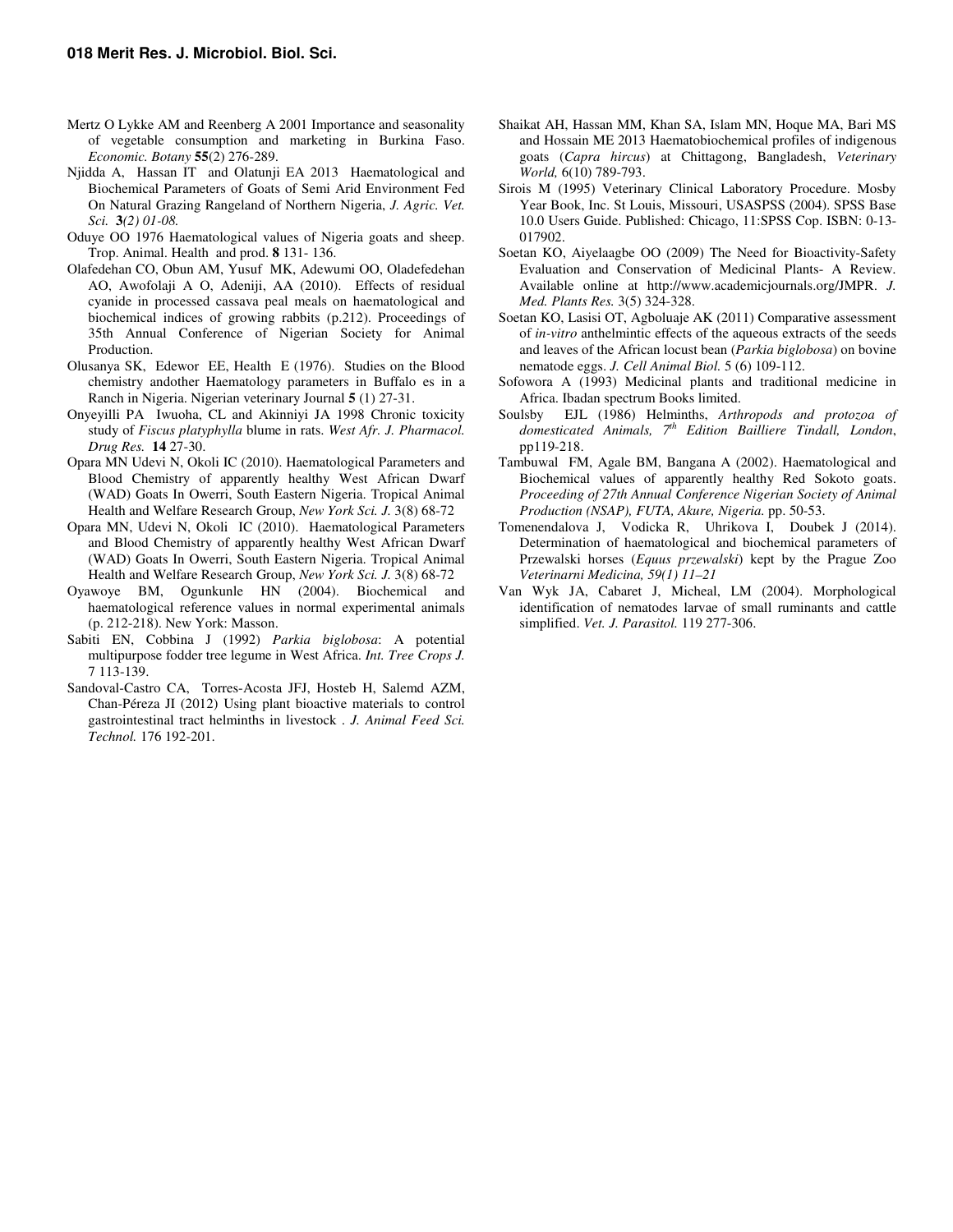Mertz O Lykke AM and Reenberg A 2001 Importance and seasonality of vegetable consumption and marketing in Burkina Faso. *Economic. Botany* **55**(2) 276-289.

Njidda A, Hassan IT and Olatunji EA 2013 Haematological and Biochemical Parameters of Goats of Semi Arid Environment Fed On Natural Grazing Rangeland of Northern Nigeria, *J. Agric. Vet. Sci.* **3***(2) 01-08.*

Oduye OO 1976 Haematological values of Nigeria goats and sheep. Trop. Animal. Health and prod. **8** 131- 136.

Olafedehan CO, Obun AM, Yusuf MK, Adewumi OO, Oladefedehan AO, Awofolaji A O, Adeniji, AA (2010). Effects of residual cyanide in processed cassava peal meals on haematological and biochemical indices of growing rabbits (p.212). Proceedings of 35th Annual Conference of Nigerian Society for Animal Production.

Olusanya SK, Edewor EE, Health E (1976). Studies on the Blood chemistry andother Haematology parameters in Buffalo es in a Ranch in Nigeria. Nigerian veterinary Journal **5** (1) 27-31.

Onyeyilli PA Iwuoha, CL and Akinniyi JA 1998 Chronic toxicity study of *Fiscus platyphylla* blume in rats. *West Afr. J. Pharmacol. Drug Res.* **14** 27-30.

Opara MN Udevi N, Okoli IC (2010). Haematological Parameters and Blood Chemistry of apparently healthy West African Dwarf (WAD) Goats In Owerri, South Eastern Nigeria. Tropical Animal Health and Welfare Research Group, *New York Sci. J.* 3(8) 68-72

Opara MN, Udevi N, Okoli IC (2010). Haematological Parameters and Blood Chemistry of apparently healthy West African Dwarf (WAD) Goats In Owerri, South Eastern Nigeria. Tropical Animal Health and Welfare Research Group, *New York Sci. J.* 3(8) 68-72

Oyawoye BM, Ogunkunle HN (2004). Biochemical and haematological reference values in normal experimental animals (p. 212-218). New York: Masson.

Sabiti EN, Cobbina J (1992) *Parkia biglobosa*: A potential multipurpose fodder tree legume in West Africa. *Int. Tree Crops J.* 7 113-139.

Sandoval-Castro CA, Torres-Acosta JFJ, Hosteb H, Salemd AZM, Chan-Péreza JI (2012) Using plant bioactive materials to control gastrointestinal tract helminths in livestock . *J. Animal Feed Sci. Technol.* 176 192-201.

Shaikat AH, Hassan MM, Khan SA, Islam MN, Hoque MA, Bari MS and Hossain ME 2013 Haematobiochemical profiles of indigenous goats (*Capra hircus*) at Chittagong, Bangladesh, *Veterinary World,* 6(10) 789-793.

Sirois M (1995) Veterinary Clinical Laboratory Procedure. Mosby Year Book, Inc. St Louis, Missouri, USASPSS (2004). SPSS Base 10.0 Users Guide. Published: Chicago, 11:SPSS Cop. ISBN: 0-13-017902.

Soetan KO, Aiyelaagbe OO (2009) The Need for Bioactivity-Safety Evaluation and Conservation of Medicinal Plants- A Review. Available online at http://www.academicjournals.org/JMPR. *J. Med. Plants Res.* 3(5) 324-328.

Soetan KO, Lasisi OT, Agboluaje AK (2011) Comparative assessment of *in-vitro* anthelmintic effects of the aqueous extracts of the seeds and leaves of the African locust bean (*Parkia biglobosa*) on bovine nematode eggs. *J. Cell Animal Biol.* 5 (6) 109-112.

Sofowora A (1993) Medicinal plants and traditional medicine in Africa. Ibadan spectrum Books limited.

Soulsby EJL (1986) Helminths, *Arthropods and protozoa of domesticated Animals, 7th Edition Bailliere Tindall, London*, pp119-218.

Tambuwal FM, Agale BM, Bangana A (2002). Haematological and Biochemical values of apparently healthy Red Sokoto goats. *Proceeding of 27th Annual Conference Nigerian Society of Animal Production (NSAP), FUTA, Akure, Nigeria.* pp. 50-53.

Tomenendalova J, Vodicka R, Uhrikova I, Doubek J (2014). Determination of haematological and biochemical parameters of Przewalski horses (*Equus przewalski*) kept by the Prague Zoo *Veterinarni Medicina, 59(1) 11–21*

Van Wyk JA, Cabaret J, Micheal, LM (2004). Morphological identification of nematodes larvae of small ruminants and cattle simplified. *Vet. J. Parasitol.* 119 277-306.